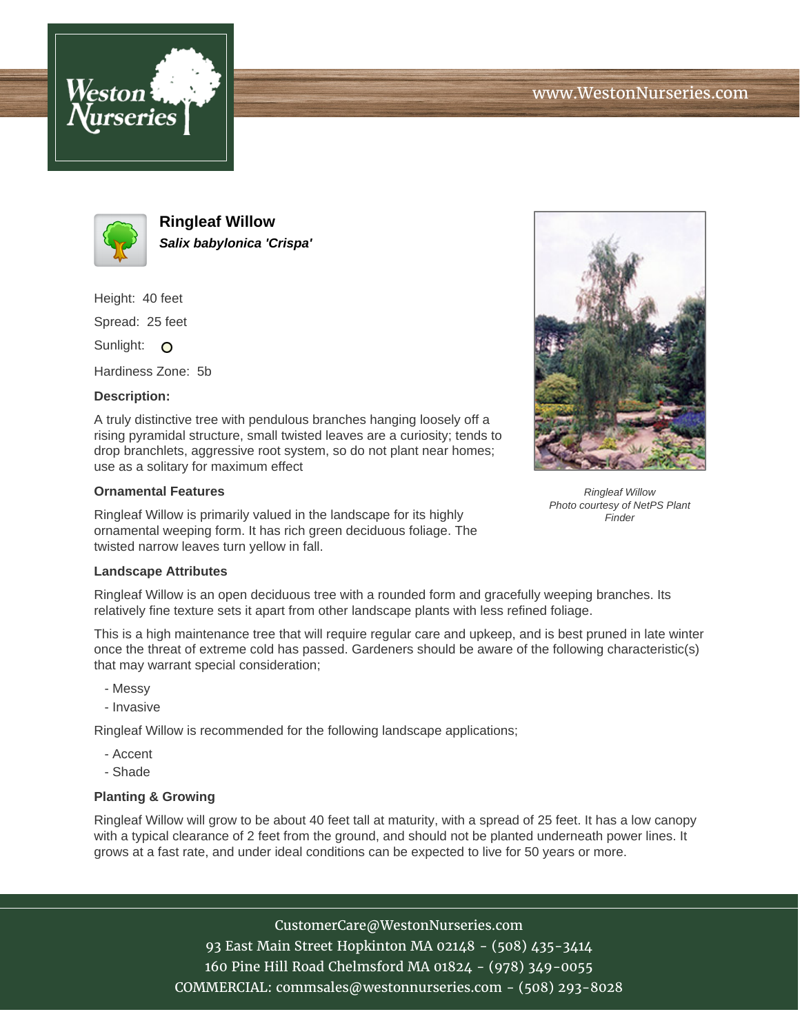# Ringleaf Willow

***Salix babylonica 'Crispa'***

Height: 40 feet

Spread: 25 feet

Sunlight: ○

Hardiness Zone: 5b

**Description:**

A truly distinctive tree with pendulous branches hanging loosely off a rising pyramidal structure, small twisted leaves are a curiosity; tends to drop branchlets, aggressive root system, so do not plant near homes; use as a solitary for maximum effect

*Ringleaf Willow*
*Photo courtesy of NetPS Plant Finder*

### Ornamental Features

Ringleaf Willow is primarily valued in the landscape for its highly ornamental weeping form. It has rich green deciduous foliage. The twisted narrow leaves turn yellow in fall.

### Landscape Attributes

Ringleaf Willow is an open deciduous tree with a rounded form and gracefully weeping branches. Its relatively fine texture sets it apart from other landscape plants with less refined foliage.

This is a high maintenance tree that will require regular care and upkeep, and is best pruned in late winter once the threat of extreme cold has passed. Gardeners should be aware of the following characteristic(s) that may warrant special consideration;

- Messy
- Invasive

Ringleaf Willow is recommended for the following landscape applications;

- Accent
- Shade

### Planting & Growing

Ringleaf Willow will grow to be about 40 feet tall at maturity, with a spread of 25 feet. It has a low canopy with a typical clearance of 2 feet from the ground, and should not be planted underneath power lines. It grows at a fast rate, and under ideal conditions can be expected to live for 50 years or more.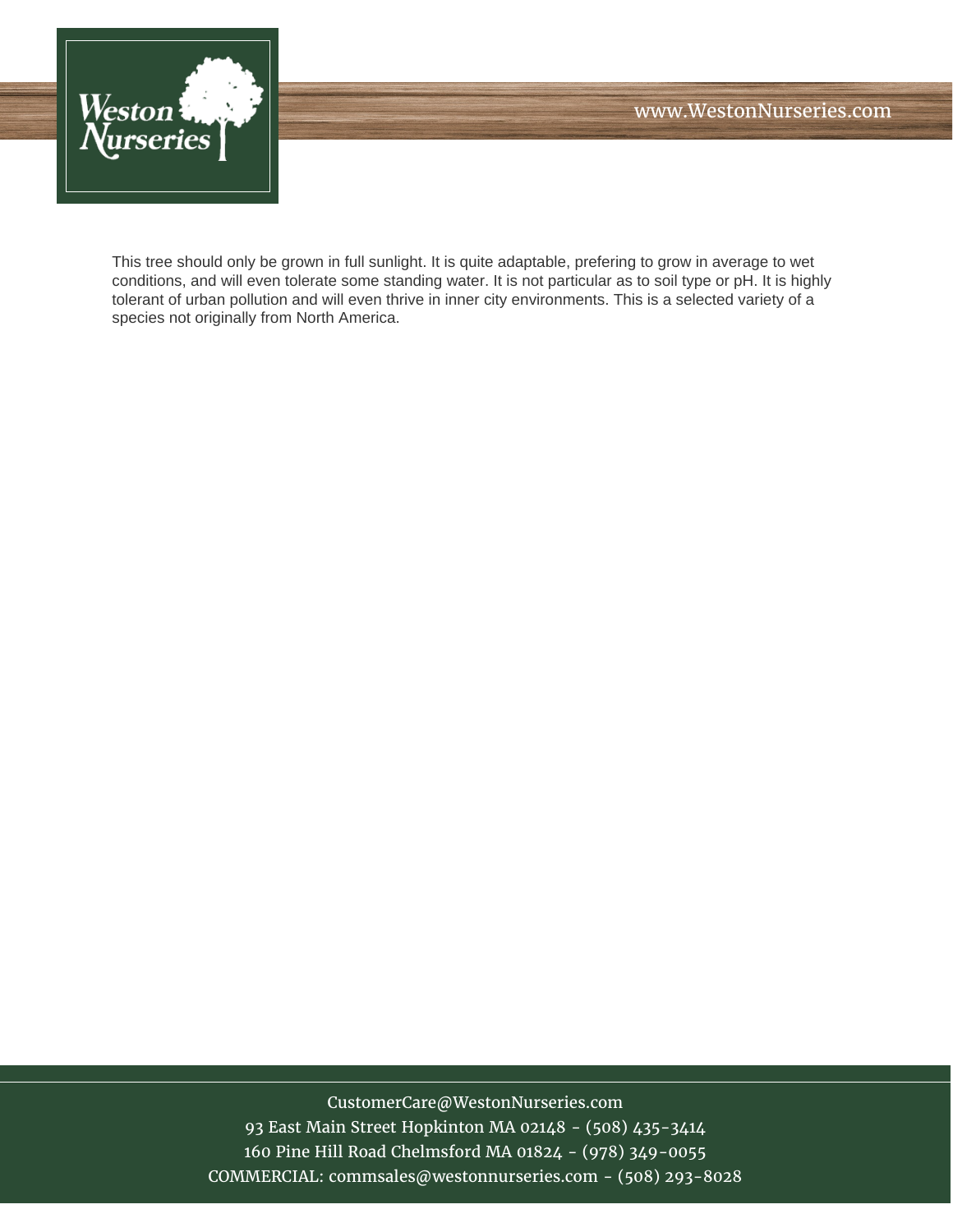This tree should only be grown in full sunlight. It is quite adaptable, prefering to grow in average to wet conditions, and will even tolerate some standing water. It is not particular as to soil type or pH. It is highly tolerant of urban pollution and will even thrive in inner city environments. This is a selected variety of a species not originally from North America.